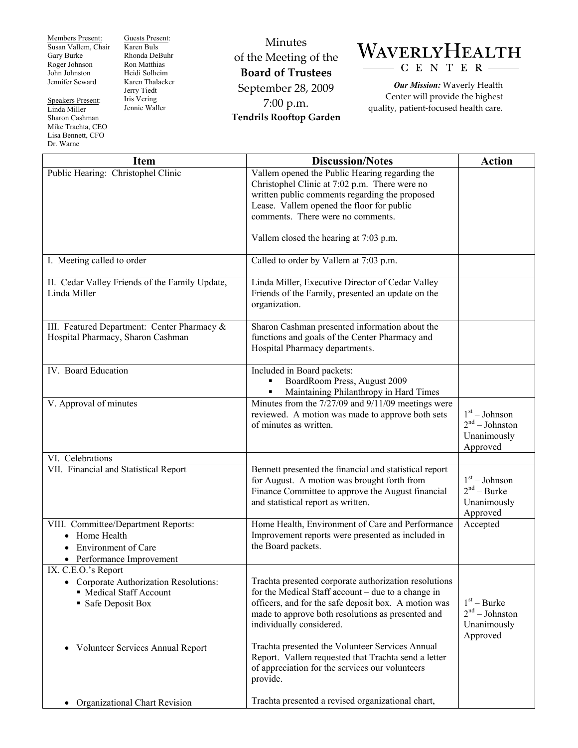Members Present:
Susan Vallem, Chair
Gary Burke
Roger Johnson
John Johnston
Jennifer Seward

Speakers Present:
Linda Miller
Sharon Cashman
Mike Trachta, CEO
Lisa Bennett, CFO
Dr. Warne

Guests Present:
Karen Buls
Rhonda DeBuhr
Ron Matthias
Heidi Solheim
Karen Thalacker
Jerry Tiedt
Iris Vering
Jennie Waller

# Minutes of the Meeting of the **Board of Trustees**

September 28, 2009
7:00 p.m.
**Tendrils Rooftop Garden**

**WAVERLY HEALTH CENTER**

***Our Mission:*** Waverly Health Center will provide the highest quality, patient-focused health care.

| Item | Discussion/Notes | Action |
|---|---|---|
| Public Hearing: Christophel Clinic | Vallem opened the Public Hearing regarding the Christophel Clinic at 7:02 p.m. There were no written public comments regarding the proposed Lease. Vallem opened the floor for public comments. There were no comments.<br><br>Vallem closed the hearing at 7:03 p.m. | |
| I. Meeting called to order | Called to order by Vallem at 7:03 p.m. | |
| II. Cedar Valley Friends of the Family Update, Linda Miller | Linda Miller, Executive Director of Cedar Valley Friends of the Family, presented an update on the organization. | |
| III. Featured Department: Center Pharmacy & Hospital Pharmacy, Sharon Cashman | Sharon Cashman presented information about the functions and goals of the Center Pharmacy and Hospital Pharmacy departments. | |
| IV. Board Education | Included in Board packets:<br>▪ BoardRoom Press, August 2009<br>▪ Maintaining Philanthropy in Hard Times | |
| V. Approval of minutes | Minutes from the 7/27/09 and 9/11/09 meetings were reviewed. A motion was made to approve both sets of minutes as written. | 1st – Johnson<br>2nd – Johnston<br>Unanimously Approved |
| VI. Celebrations | | |
| VII. Financial and Statistical Report | Bennett presented the financial and statistical report for August. A motion was brought forth from Finance Committee to approve the August financial and statistical report as written. | 1st – Johnson<br>2nd – Burke<br>Unanimously Approved |
| VIII. Committee/Department Reports:<br>• Home Health<br>• Environment of Care<br>• Performance Improvement | Home Health, Environment of Care and Performance Improvement reports were presented as included in the Board packets. | Accepted |
| IX. C.E.O.'s Report<br>• Corporate Authorization Resolutions:<br>▪ Medical Staff Account<br>▪ Safe Deposit Box<br><br>• Volunteer Services Annual Report<br><br>• Organizational Chart Revision | Trachta presented corporate authorization resolutions for the Medical Staff account – due to a change in officers, and for the safe deposit box. A motion was made to approve both resolutions as presented and individually considered.<br><br>Trachta presented the Volunteer Services Annual Report. Vallem requested that Trachta send a letter of appreciation for the services our volunteers provide.<br><br>Trachta presented a revised organizational chart, | 1st – Burke<br>2nd – Johnston<br>Unanimously Approved |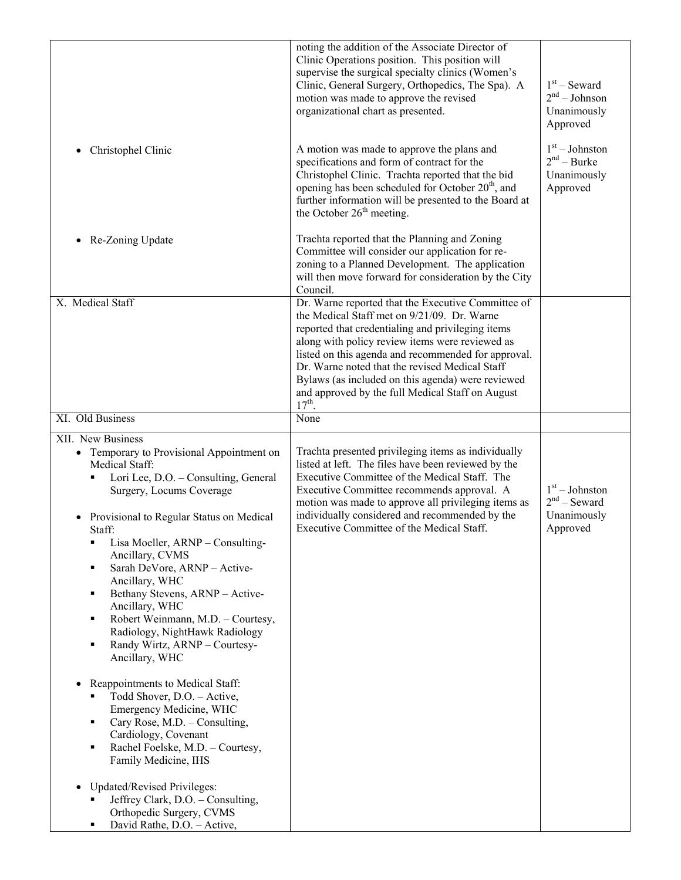| | | |
|---|---|---|
| | noting the addition of the Associate Director of Clinic Operations position. This position will supervise the surgical specialty clinics (Women's Clinic, General Surgery, Orthopedics, The Spa). A motion was made to approve the revised organizational chart as presented. | 1st – Seward<br>2nd – Johnson<br>Unanimously Approved |
| • Christophel Clinic | A motion was made to approve the plans and specifications and form of contract for the Christophel Clinic. Trachta reported that the bid opening has been scheduled for October 20th, and further information will be presented to the Board at the October 26th meeting. | 1st – Johnston<br>2nd – Burke<br>Unanimously Approved |
| • Re-Zoning Update | Trachta reported that the Planning and Zoning Committee will consider our application for re-zoning to a Planned Development. The application will then move forward for consideration by the City Council. | |
| X. Medical Staff | Dr. Warne reported that the Executive Committee of the Medical Staff met on 9/21/09. Dr. Warne reported that credentialing and privileging items along with policy review items were reviewed as listed on this agenda and recommended for approval. Dr. Warne noted that the revised Medical Staff Bylaws (as included on this agenda) were reviewed and approved by the full Medical Staff on August 17th. | |
| XI. Old Business | None | |
| XII. New Business<br>• Temporary to Provisional Appointment on Medical Staff:<br>▪ Lori Lee, D.O. – Consulting, General Surgery, Locums Coverage<br><br>• Provisional to Regular Status on Medical Staff:<br>▪ Lisa Moeller, ARNP – Consulting-Ancillary, CVMS<br>▪ Sarah DeVore, ARNP – Active-Ancillary, WHC<br>▪ Bethany Stevens, ARNP – Active-Ancillary, WHC<br>▪ Robert Weinmann, M.D. – Courtesy, Radiology, NightHawk Radiology<br>▪ Randy Wirtz, ARNP – Courtesy-Ancillary, WHC<br><br>• Reappointments to Medical Staff:<br>▪ Todd Shover, D.O. – Active, Emergency Medicine, WHC<br>▪ Cary Rose, M.D. – Consulting, Cardiology, Covenant<br>▪ Rachel Foelske, M.D. – Courtesy, Family Medicine, IHS<br><br>• Updated/Revised Privileges:<br>▪ Jeffrey Clark, D.O. – Consulting, Orthopedic Surgery, CVMS<br>▪ David Rathe, D.O. – Active, | Trachta presented privileging items as individually listed at left. The files have been reviewed by the Executive Committee of the Medical Staff. The Executive Committee recommends approval. A motion was made to approve all privileging items as individually considered and recommended by the Executive Committee of the Medical Staff. | 1st – Johnston<br>2nd – Seward<br>Unanimously Approved |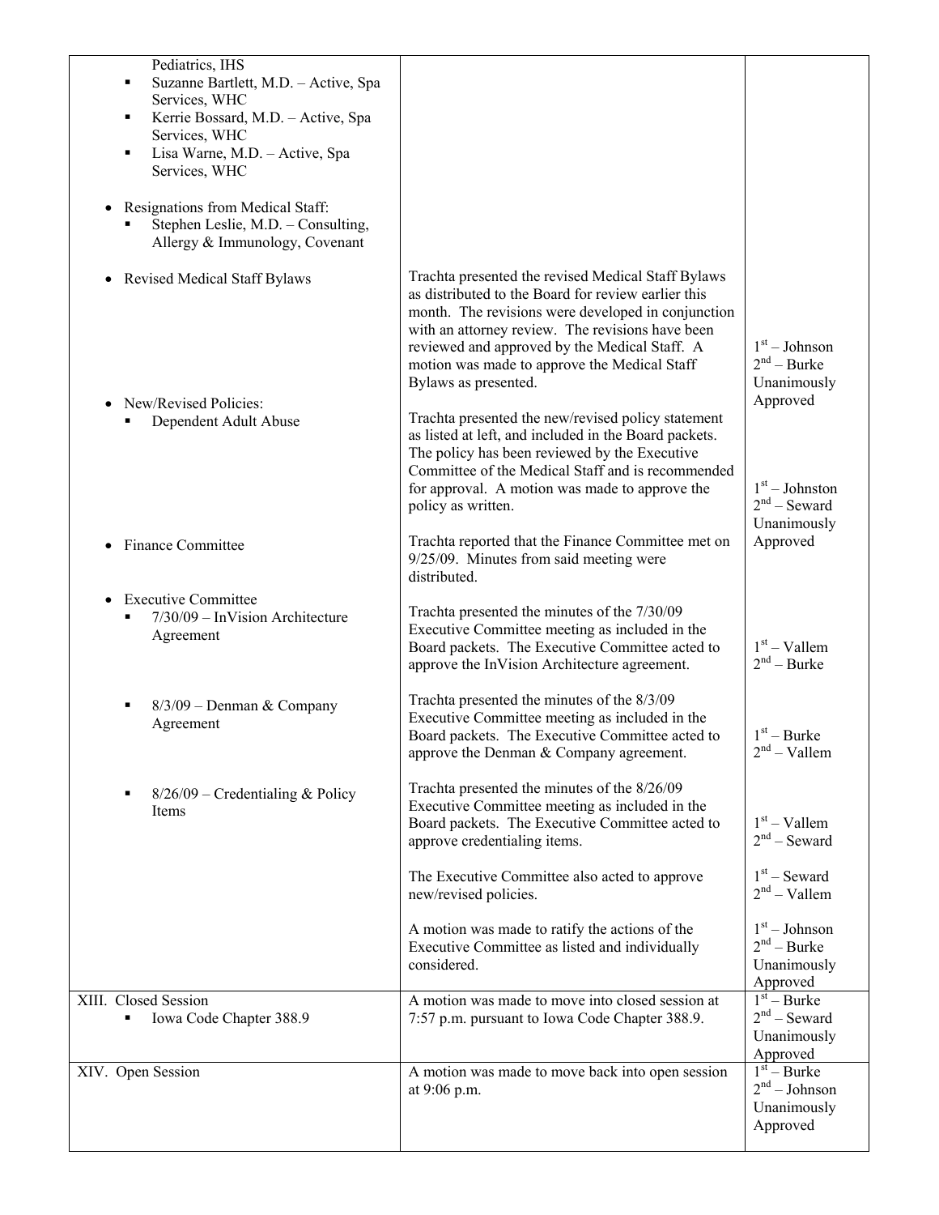| | | |
|---|---|---|
| Pediatrics, IHS<br>▪ Suzanne Bartlett, M.D. – Active, Spa Services, WHC<br>▪ Kerrie Bossard, M.D. – Active, Spa Services, WHC<br>▪ Lisa Warne, M.D. – Active, Spa Services, WHC<br><br>• Resignations from Medical Staff:<br>▪ Stephen Leslie, M.D. – Consulting, Allergy & Immunology, Covenant | | |
| • Revised Medical Staff Bylaws | Trachta presented the revised Medical Staff Bylaws as distributed to the Board for review earlier this month. The revisions were developed in conjunction with an attorney review. The revisions have been reviewed and approved by the Medical Staff. A motion was made to approve the Medical Staff Bylaws as presented. | 1st – Johnson<br>2nd – Burke<br>Unanimously Approved |
| • New/Revised Policies:<br>▪ Dependent Adult Abuse | Trachta presented the new/revised policy statement as listed at left, and included in the Board packets. The policy has been reviewed by the Executive Committee of the Medical Staff and is recommended for approval. A motion was made to approve the policy as written. | 1st – Johnston<br>2nd – Seward<br>Unanimously Approved |
| • Finance Committee | Trachta reported that the Finance Committee met on 9/25/09. Minutes from said meeting were distributed. | |
| • Executive Committee<br>▪ 7/30/09 – InVision Architecture Agreement | Trachta presented the minutes of the 7/30/09 Executive Committee meeting as included in the Board packets. The Executive Committee acted to approve the InVision Architecture agreement. | 1st – Vallem<br>2nd – Burke |
| ▪ 8/3/09 – Denman & Company Agreement | Trachta presented the minutes of the 8/3/09 Executive Committee meeting as included in the Board packets. The Executive Committee acted to approve the Denman & Company agreement. | 1st – Burke<br>2nd – Vallem |
| ▪ 8/26/09 – Credentialing & Policy Items | Trachta presented the minutes of the 8/26/09 Executive Committee meeting as included in the Board packets. The Executive Committee acted to approve credentialing items. | 1st – Vallem<br>2nd – Seward |
| | The Executive Committee also acted to approve new/revised policies. | 1st – Seward<br>2nd – Vallem |
| | A motion was made to ratify the actions of the Executive Committee as listed and individually considered. | 1st – Johnson<br>2nd – Burke<br>Unanimously Approved |
| XIII. Closed Session<br>▪ Iowa Code Chapter 388.9 | A motion was made to move into closed session at 7:57 p.m. pursuant to Iowa Code Chapter 388.9. | 1st – Burke<br>2nd – Seward<br>Unanimously Approved |
| XIV. Open Session | A motion was made to move back into open session at 9:06 p.m. | 1st – Burke<br>2nd – Johnson<br>Unanimously Approved |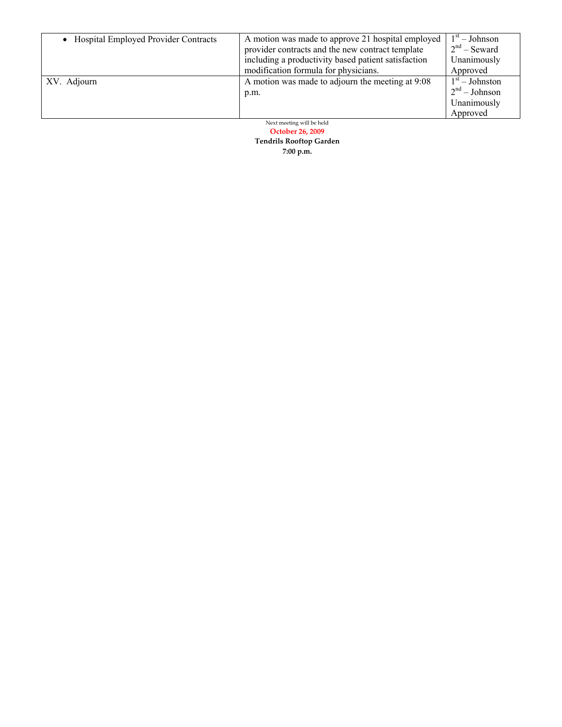| | | |
|---|---|---|
| • Hospital Employed Provider Contracts | A motion was made to approve 21 hospital employed provider contracts and the new contract template including a productivity based patient satisfaction modification formula for physicians. | 1st – Johnson<br>2nd – Seward<br>Unanimously Approved |
| XV. Adjourn | A motion was made to adjourn the meeting at 9:08 p.m. | 1st – Johnston<br>2nd – Johnson<br>Unanimously Approved |

Next meeting will be held

**October 26, 2009**

**Tendrils Rooftop Garden**

**7:00 p.m.**